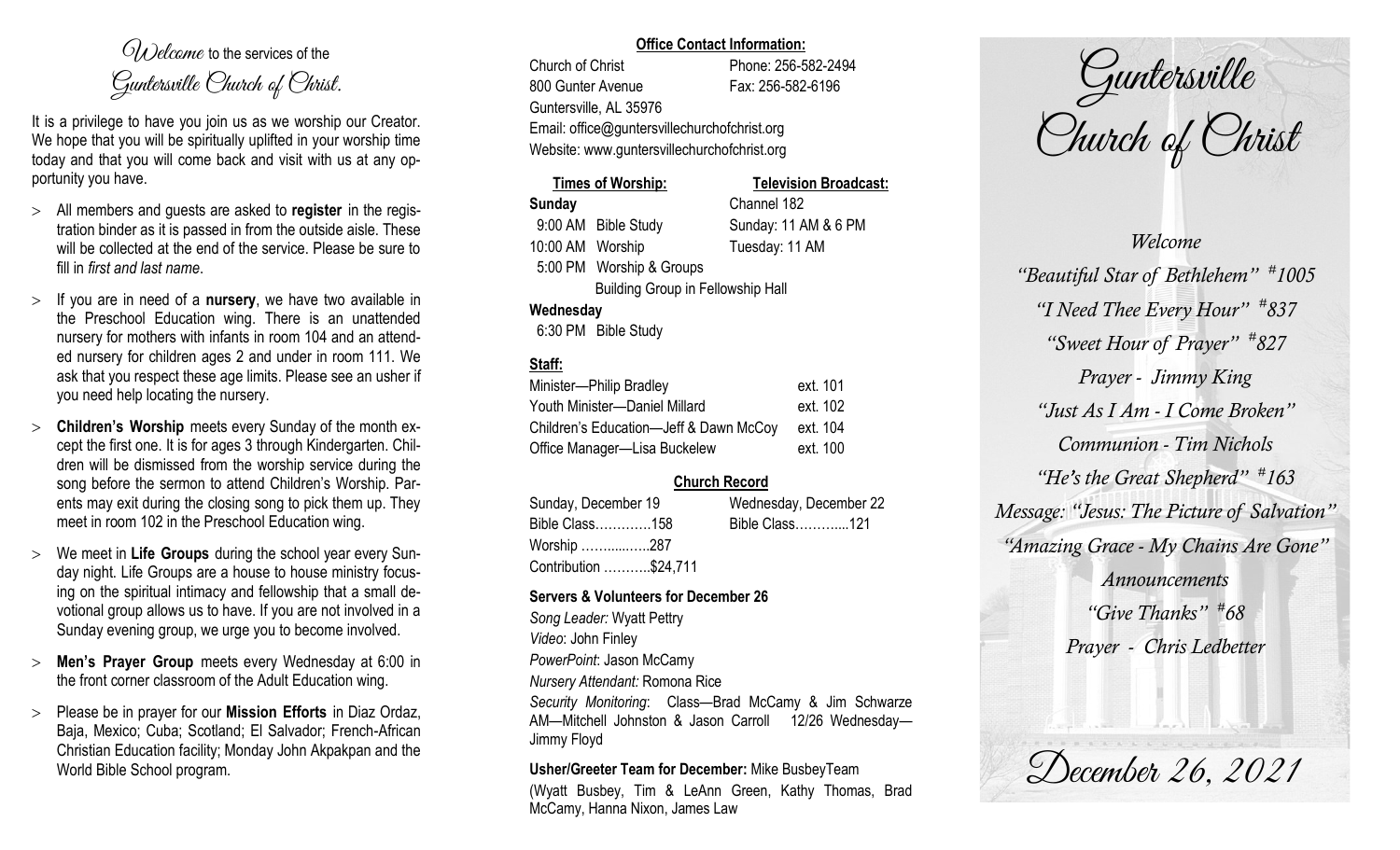*Welcome* to the services of the *Guntersville Church of Christ.*

It is a privilege to have you join us as we worship our Creator. We hope that you will be spiritually uplifted in your worship time today and that you will come back and visit with us at any opportunity you have.

- All members and guests are asked to **register** in the registration binder as it is passed in from the outside aisle. These will be collected at the end of the service. Please be sure to fill in *first and last name*.
- If you are in need of a **nursery**, we have two available in the Preschool Education wing. There is an unattended nursery for mothers with infants in room 104 and an attended nursery for children ages 2 and under in room 111. We ask that you respect these age limits. Please see an usher if you need help locating the nursery.
- **Children's Worship** meets every Sunday of the month except the first one. It is for ages 3 through Kindergarten. Children will be dismissed from the worship service during the song before the sermon to attend Children's Worship. Parents may exit during the closing song to pick them up. They meet in room 102 in the Preschool Education wing.
- We meet in **Life Groups** during the school year every Sunday night. Life Groups are a house to house ministry focusing on the spiritual intimacy and fellowship that a small devotional group allows us to have. If you are not involved in a Sunday evening group, we urge you to become involved.
- **Men's Prayer Group** meets every Wednesday at 6:00 in the front corner classroom of the Adult Education wing.
- Please be in prayer for our **Mission Efforts** in Diaz Ordaz, Baja, Mexico; Cuba; Scotland; El Salvador; French-African Christian Education facility; Monday John Akpakpan and the World Bible School program.

**Office Contact Information:**

Church of Christ — Phone: 256-582-2494
800 Gunter Avenue — Fax: 256-582-6196
Guntersville, AL 35976
Email: office@guntersvillechurchofchrist.org
Website: www.guntersvillechurchofchrist.org

**Times of Worship:**

**Sunday**
9:00 AM Bible Study
10:00 AM Worship
5:00 PM Worship & Groups
Building Group in Fellowship Hall

**Wednesday**
6:30 PM Bible Study

**Television Broadcast:**

Channel 182
Sunday: 11 AM & 6 PM
Tuesday: 11 AM

**Staff:**

| | |
|---|---|
| Minister—Philip Bradley | ext. 101 |
| Youth Minister—Daniel Millard | ext. 102 |
| Children's Education—Jeff & Dawn McCoy | ext. 104 |
| Office Manager—Lisa Buckelew | ext. 100 |

**Church Record**

| Sunday, December 19 | Wednesday, December 22 |
|---|---|
| Bible Class…………158 | Bible Class………...121 |
| Worship …….....…..287 | |
| Contribution ………..$24,711 | |

**Servers & Volunteers for December 26**

*Song Leader:* Wyatt Pettry
*Video*: John Finley
*PowerPoint*: Jason McCamy
*Nursery Attendant:* Romona Rice
*Security Monitoring*: Class—Brad McCamy & Jim Schwarze AM—Mitchell Johnston & Jason Carroll 12/26 Wednesday—Jimmy Floyd

**Usher/Greeter Team for December:** Mike BusbeyTeam (Wyatt Busbey, Tim & LeAnn Green, Kathy Thomas, Brad McCamy, Hanna Nixon, James Law

# Guntersville Church of Christ

*Welcome*

*"Beautiful Star of Bethlehem" #1005*

*"I Need Thee Every Hour" #837*

*"Sweet Hour of Prayer" #827*

*Prayer - Jimmy King*

*"Just As I Am - I Come Broken"*

*Communion - Tim Nichols*

*"He's the Great Shepherd" #163*

*Message: "Jesus: The Picture of Salvation"*

*"Amazing Grace - My Chains Are Gone"*

*Announcements*

*"Give Thanks" #68*

*Prayer - Chris Ledbetter*

*December 26, 2021*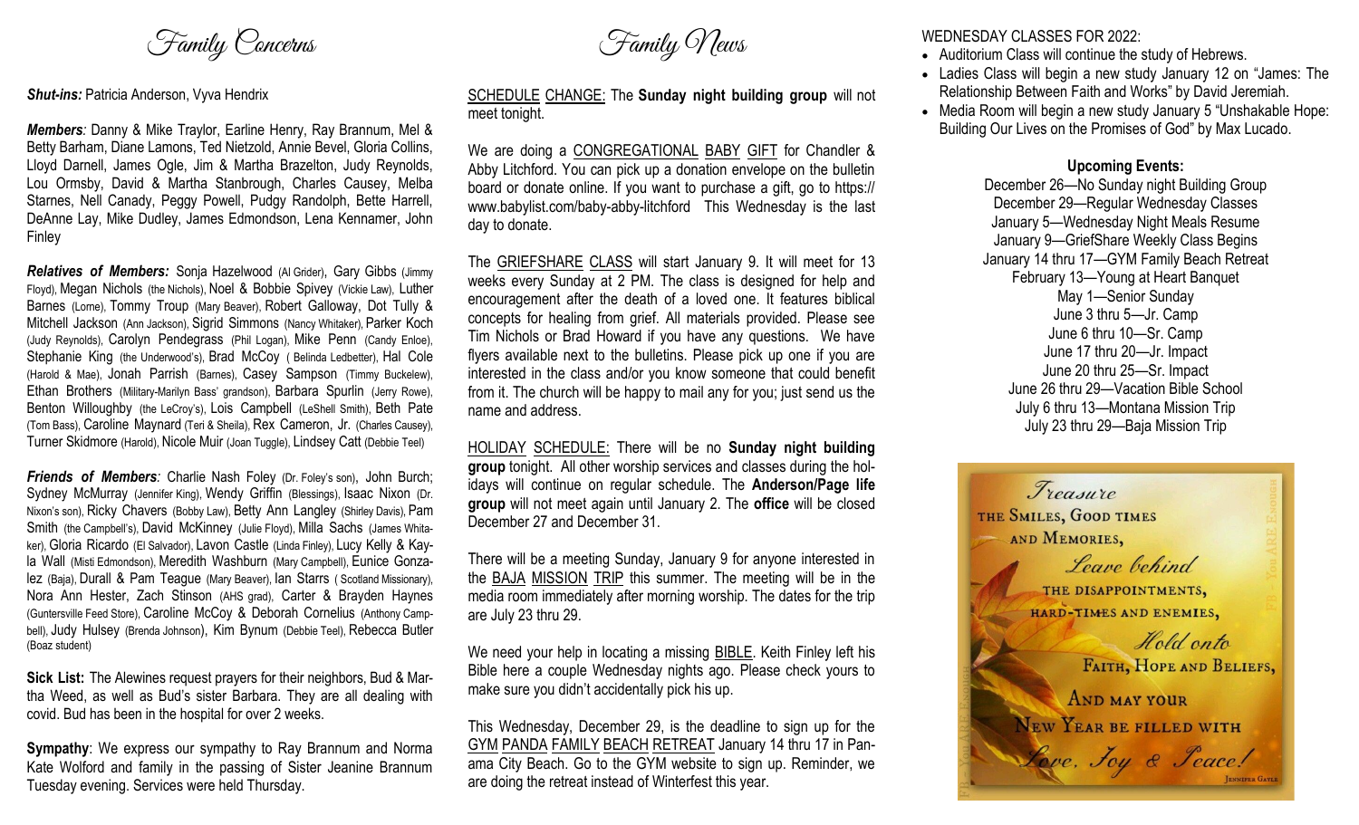# Family Concerns

***Shut-ins:*** Patricia Anderson, Vyva Hendrix

***Members:*** Danny & Mike Traylor, Earline Henry, Ray Brannum, Mel & Betty Barham, Diane Lamons, Ted Nietzold, Annie Bevel, Gloria Collins, Lloyd Darnell, James Ogle, Jim & Martha Brazelton, Judy Reynolds, Lou Ormsby, David & Martha Stanbrough, Charles Causey, Melba Starnes, Nell Canady, Peggy Powell, Pudgy Randolph, Bette Harrell, DeAnne Lay, Mike Dudley, James Edmondson, Lena Kennamer, John Finley

***Relatives of Members:*** Sonja Hazelwood (Al Grider), Gary Gibbs (Jimmy Floyd), Megan Nichols (the Nichols), Noel & Bobbie Spivey (Vickie Law), Luther Barnes (Lorne), Tommy Troup (Mary Beaver), Robert Galloway, Dot Tully & Mitchell Jackson (Ann Jackson), Sigrid Simmons (Nancy Whitaker), Parker Koch (Judy Reynolds), Carolyn Pendegrass (Phil Logan), Mike Penn (Candy Enloe), Stephanie King (the Underwood's), Brad McCoy ( Belinda Ledbetter), Hal Cole (Harold & Mae), Jonah Parrish (Barnes), Casey Sampson (Timmy Buckelew), Ethan Brothers (Military-Marilyn Bass' grandson), Barbara Spurlin (Jerry Rowe), Benton Willoughby (the LeCroy's), Lois Campbell (LeShell Smith), Beth Pate (Tom Bass), Caroline Maynard (Teri & Sheila), Rex Cameron, Jr. (Charles Causey), Turner Skidmore (Harold), Nicole Muir (Joan Tuggle), Lindsey Catt (Debbie Teel)

***Friends of Members:*** Charlie Nash Foley (Dr. Foley's son), John Burch; Sydney McMurray (Jennifer King), Wendy Griffin (Blessings), Isaac Nixon (Dr. Nixon's son), Ricky Chavers (Bobby Law), Betty Ann Langley (Shirley Davis), Pam Smith (the Campbell's), David McKinney (Julie Floyd), Milla Sachs (James Whitaker), Gloria Ricardo (El Salvador), Lavon Castle (Linda Finley), Lucy Kelly & Kayla Wall (Misti Edmondson), Meredith Washburn (Mary Campbell), Eunice Gonzalez (Baja), Durall & Pam Teague (Mary Beaver), Ian Starrs ( Scotland Missionary), Nora Ann Hester, Zach Stinson (AHS grad), Carter & Brayden Haynes (Guntersville Feed Store), Caroline McCoy & Deborah Cornelius (Anthony Campbell), Judy Hulsey (Brenda Johnson), Kim Bynum (Debbie Teel), Rebecca Butler (Boaz student)

**Sick List:** The Alewines request prayers for their neighbors, Bud & Martha Weed, as well as Bud's sister Barbara. They are all dealing with covid. Bud has been in the hospital for over 2 weeks.

**Sympathy**: We express our sympathy to Ray Brannum and Norma Kate Wolford and family in the passing of Sister Jeanine Brannum Tuesday evening. Services were held Thursday.

# Family News

SCHEDULE CHANGE: The **Sunday night building group** will not meet tonight.

We are doing a CONGREGATIONAL BABY GIFT for Chandler & Abby Litchford. You can pick up a donation envelope on the bulletin board or donate online. If you want to purchase a gift, go to https://www.babylist.com/baby-abby-litchford This Wednesday is the last day to donate.

The GRIEFSHARE CLASS will start January 9. It will meet for 13 weeks every Sunday at 2 PM. The class is designed for help and encouragement after the death of a loved one. It features biblical concepts for healing from grief. All materials provided. Please see Tim Nichols or Brad Howard if you have any questions. We have flyers available next to the bulletins. Please pick up one if you are interested in the class and/or you know someone that could benefit from it. The church will be happy to mail any for you; just send us the name and address.

HOLIDAY SCHEDULE: There will be no **Sunday night building group** tonight. All other worship services and classes during the holidays will continue on regular schedule. The **Anderson/Page life group** will not meet again until January 2. The **office** will be closed December 27 and December 31.

There will be a meeting Sunday, January 9 for anyone interested in the BAJA MISSION TRIP this summer. The meeting will be in the media room immediately after morning worship. The dates for the trip are July 23 thru 29.

We need your help in locating a missing BIBLE. Keith Finley left his Bible here a couple Wednesday nights ago. Please check yours to make sure you didn't accidentally pick his up.

This Wednesday, December 29, is the deadline to sign up for the GYM PANDA FAMILY BEACH RETREAT January 14 thru 17 in Panama City Beach. Go to the GYM website to sign up. Reminder, we are doing the retreat instead of Winterfest this year.

WEDNESDAY CLASSES FOR 2022:

- Auditorium Class will continue the study of Hebrews.
- Ladies Class will begin a new study January 12 on "James: The Relationship Between Faith and Works" by David Jeremiah.
- Media Room will begin a new study January 5 "Unshakable Hope: Building Our Lives on the Promises of God" by Max Lucado.

**Upcoming Events:**

December 26—No Sunday night Building Group
December 29—Regular Wednesday Classes
January 5—Wednesday Night Meals Resume
January 9—GriefShare Weekly Class Begins
January 14 thru 17—GYM Family Beach Retreat
February 13—Young at Heart Banquet
May 1—Senior Sunday
June 3 thru 5—Jr. Camp
June 6 thru 10—Sr. Camp
June 17 thru 20—Jr. Impact
June 20 thru 25—Sr. Impact
June 26 thru 29—Vacation Bible School
July 6 thru 13—Montana Mission Trip
July 23 thru 29—Baja Mission Trip

Treasure THE SMILES, GOOD TIMES AND MEMORIES,
Leave behind THE DISAPPOINTMENTS, HARD-TIMES AND ENEMIES,
Hold onto FAITH, HOPE AND BELIEFS,
AND MAY YOUR NEW YEAR BE FILLED WITH
Love, Joy & Peace!